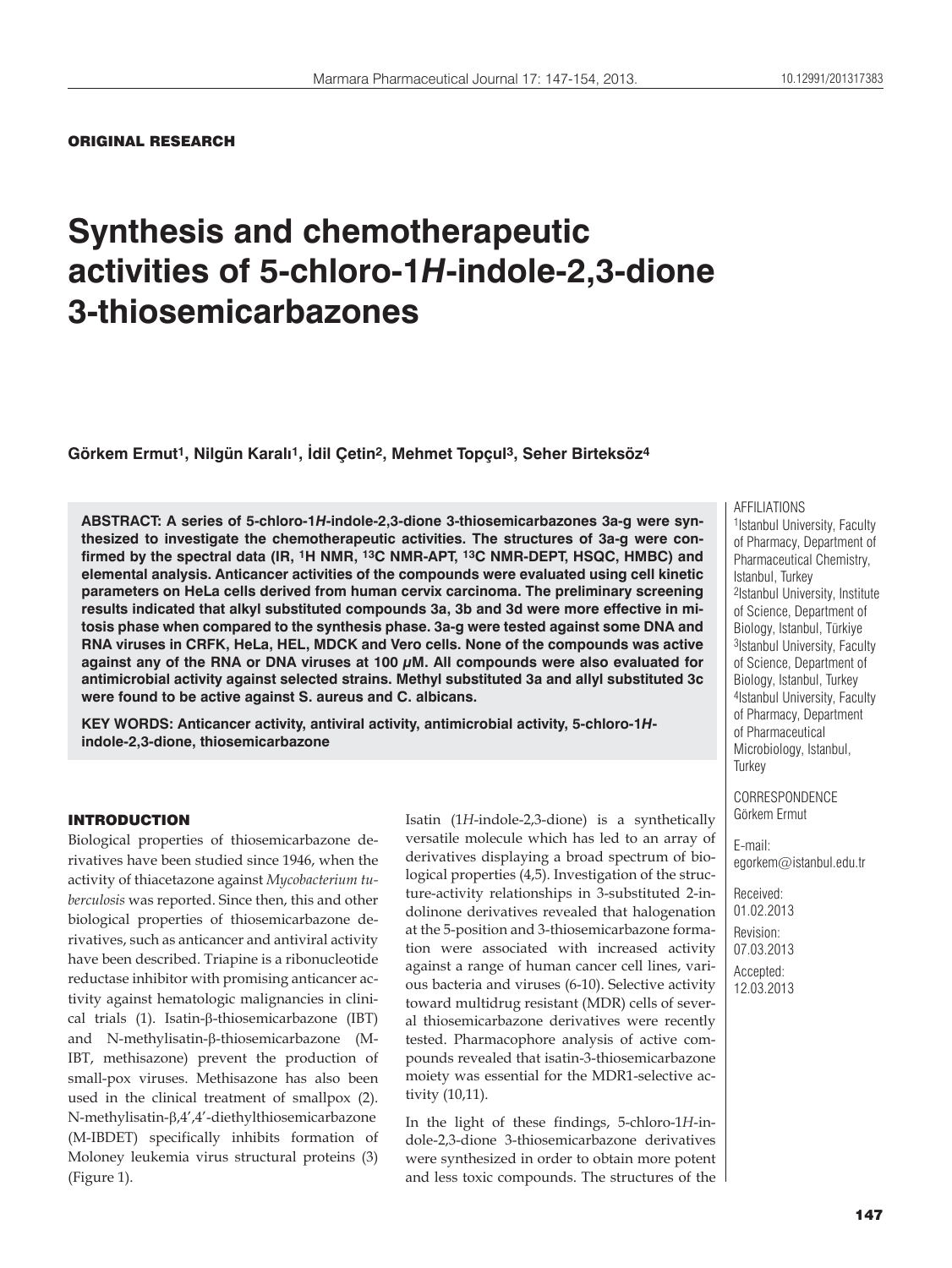ORIGINAL RESEARCH

# Synthesis and chemotherapeutic activities of 5-chloro-1*H*-indole-2,3-dione 3-thiosemicarbazones

**Görkem Ermut[1], Nilgün Karalı[1], İdil Çetin[2], Mehmet Topçul[3], Seher Birteksöz[4]**

**ABSTRACT: A series of 5-chloro-1*H*-indole-2,3-dione 3-thiosemicarbazones 3a-g were synthesized to investigate the chemotherapeutic activities. The structures of 3a-g were confirmed by the spectral data (IR, $^{1}$H NMR, $^{13}$C NMR-APT, $^{13}$C NMR-DEPT, HSQC, HMBC) and elemental analysis. Anticancer activities of the compounds were evaluated using cell kinetic parameters on HeLa cells derived from human cervix carcinoma. The preliminary screening results indicated that alkyl substituted compounds 3a, 3b and 3d were more effective in mitosis phase when compared to the synthesis phase. 3a-g were tested against some DNA and RNA viruses in CRFK, HeLa, HEL, MDCK and Vero cells. None of the compounds was active against any of the RNA or DNA viruses at 100 $\mu$M. All compounds were also evaluated for antimicrobial activity against selected strains. Methyl substituted 3a and allyl substituted 3c were found to be active against S. aureus and C. albicans.**

**KEY WORDS: Anticancer activity, antiviral activity, antimicrobial activity, 5-chloro-1*H*-indole-2,3-dione, thiosemicarbazone**

AFFILIATIONS
[1]Istanbul University, Faculty of Pharmacy, Department of Pharmaceutical Chemistry, Istanbul, Turkey
[2]Istanbul University, Institute of Science, Department of Biology, Istanbul, Türkiye
[3]Istanbul University, Faculty of Science, Department of Biology, Istanbul, Turkey
[4]Istanbul University, Faculty of Pharmacy, Department of Pharmaceutical Microbiology, Istanbul, Turkey

CORRESPONDENCE
Görkem Ermut

E-mail:
egorkem@istanbul.edu.tr

Received:
01.02.2013

Revision:
07.03.2013

Accepted:
12.03.2013

## INTRODUCTION

Biological properties of thiosemicarbazone derivatives have been studied since 1946, when the activity of thiacetazone against *Mycobacterium tuberculosis* was reported. Since then, this and other biological properties of thiosemicarbazone derivatives, such as anticancer and antiviral activity have been described. Triapine is a ribonucleotide reductase inhibitor with promising anticancer activity against hematologic malignancies in clinical trials (1). Isatin-β-thiosemicarbazone (IBT) and N-methylisatin-β-thiosemicarbazone (M-IBT, methisazone) prevent the production of small-pox viruses. Methisazone has also been used in the clinical treatment of smallpox (2). N-methylisatin-β,4′,4′-diethylthiosemicarbazone (M-IBDET) specifically inhibits formation of Moloney leukemia virus structural proteins (3) (Figure 1).

Isatin (1*H*-indole-2,3-dione) is a synthetically versatile molecule which has led to an array of derivatives displaying a broad spectrum of biological properties (4,5). Investigation of the structure-activity relationships in 3-substituted 2-indolinone derivatives revealed that halogenation at the 5-position and 3-thiosemicarbazone formation were associated with increased activity against a range of human cancer cell lines, various bacteria and viruses (6-10). Selective activity toward multidrug resistant (MDR) cells of several thiosemicarbazone derivatives were recently tested. Pharmacophore analysis of active compounds revealed that isatin-3-thiosemicarbazone moiety was essential for the MDR1-selective activity (10,11).

In the light of these findings, 5-chloro-1*H*-indole-2,3-dione 3-thiosemicarbazone derivatives were synthesized in order to obtain more potent and less toxic compounds. The structures of the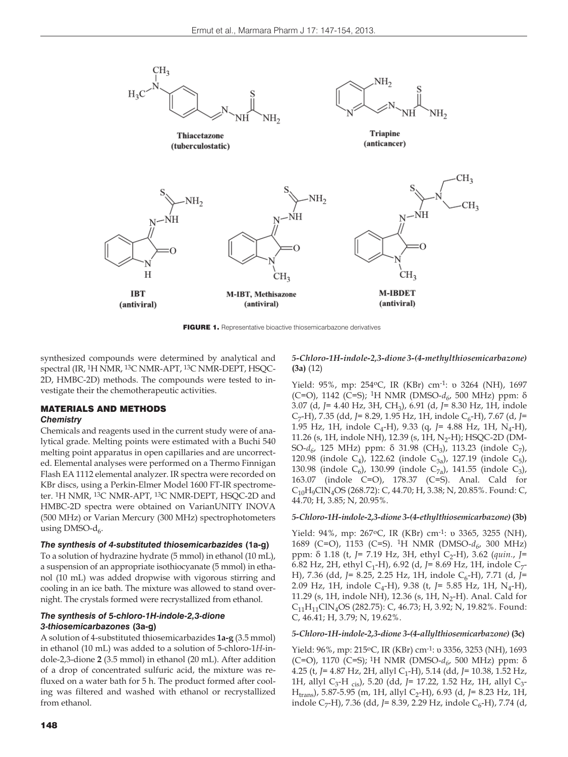FIGURE 1. Representative bioactive thiosemicarbazone derivatives

synthesized compounds were determined by analytical and spectral (IR, $^{1}$H NMR, $^{13}$C NMR-APT, $^{13}$C NMR-DEPT, HSQC-2D, HMBC-2D) methods. The compounds were tested to investigate their the chemotherapeutic activities.

## MATERIALS AND METHODS

### Chemistry

Chemicals and reagents used in the current study were of analytical grade. Melting points were estimated with a Buchi 540 melting point apparatus in open capillaries and are uncorrected. Elemental analyses were performed on a Thermo Finnigan Flash EA 1112 elemental analyzer. IR spectra were recorded on KBr discs, using a Perkin-Elmer Model 1600 FT-IR spectrometer. $^{1}$H NMR, $^{13}$C NMR-APT, $^{13}$C NMR-DEPT, HSQC-2D and HMBC-2D spectra were obtained on VarianUNITY INOVA (500 MHz) or Varian Mercury (300 MHz) spectrophotometers using DMSO-$d_6$.

### The synthesis of 4-substituted thiosemicarbazides (1a-g)

To a solution of hydrazine hydrate (5 mmol) in ethanol (10 mL), a suspension of an appropriate isothiocyanate (5 mmol) in ethanol (10 mL) was added dropwise with vigorous stirring and cooling in an ice bath. The mixture was allowed to stand overnight. The crystals formed were recrystallized from ethanol.

### The synthesis of 5-chloro-1H-indole-2,3-dione 3-thiosemicarbazones (3a-g)

A solution of 4-substituted thiosemicarbazides **1a-g** (3.5 mmol) in ethanol (10 mL) was added to a solution of 5-chloro-1*H*-indole-2,3-dione **2** (3.5 mmol) in ethanol (20 mL). After addition of a drop of concentrated sulfuric acid, the mixture was refluxed on a water bath for 5 h. The product formed after cooling was filtered and washed with ethanol or recrystallized from ethanol.

#### *5-Chloro-1H-indole-2,3-dione 3-(4-methylthiosemicarbazone)* **(3a)** (12)

Yield: 95%, mp: 254°C, IR (KBr) cm$^{-1}$: υ 3264 (NH), 1697 (C=O), 1142 (C=S); $^{1}$H NMR (DMSO-$d_6$, 500 MHz) ppm: δ 3.07 (d, *J*= 4.40 Hz, 3H, $CH_3$), 6.91 (d, *J*= 8.30 Hz, 1H, indole $C_7$-H), 7.35 (dd, *J*= 8.29, 1.95 Hz, 1H, indole $C_6$-H), 7.67 (d, *J*= 1.95 Hz, 1H, indole $C_4$-H), 9.33 (q, *J*= 4.88 Hz, 1H, $N_4$-H), 11.26 (s, 1H, indole NH), 12.39 (s, 1H, $N_2$-H); HSQC-2D (DMSO-$d_6$, 125 MHz) ppm: δ 31.98 ($CH_3$), 113.23 (indole $C_7$), 120.98 (indole $C_4$), 122.62 (indole $C_{3a}$), 127.19 (indole $C_5$), 130.98 (indole $C_6$), 130.99 (indole $C_{7a}$), 141.55 (indole $C_3$), 163.07 (indole C=O), 178.37 (C=S). Anal. Cald for $C_{10}H_9ClN_4OS$ (268.72): C, 44.70; H, 3.38; N, 20.85%. Found: C, 44.70; H, 3.85; N, 20.95%.

#### *5-Chloro-1H-indole-2,3-dione 3-(4-ethylthiosemicarbazone)* **(3b)**

Yield: 94%, mp: 267°C, IR (KBr) cm$^{-1}$: υ 3365, 3255 (NH), 1689 (C=O), 1153 (C=S). $^{1}$H NMR (DMSO-$d_6$, 300 MHz) ppm: δ 1.18 (t, *J*= 7.19 Hz, 3H, ethyl $C_2$-H), 3.62 (*quin.*, *J*= 6.82 Hz, 2H, ethyl $C_1$-H), 6.92 (d, *J*= 8.69 Hz, 1H, indole $C_7$-H), 7.36 (dd, *J*= 8.25, 2.25 Hz, 1H, indole $C_6$-H), 7.71 (d, *J*= 2.09 Hz, 1H, indole $C_4$-H), 9.38 (t, *J*= 5.85 Hz, 1H, $N_4$-H), 11.29 (s, 1H, indole NH), 12.36 (s, 1H, $N_2$-H). Anal. Cald for $C_{11}H_{11}ClN_4OS$ (282.75): C, 46.73; H, 3.92; N, 19.82%. Found: C, 46.41; H, 3.79; N, 19.62%.

#### *5-Chloro-1H-indole-2,3-dione 3-(4-allylthiosemicarbazone)* **(3c)**

Yield: 96%, mp: 215°C, IR (KBr) cm$^{-1}$: υ 3356, 3253 (NH), 1693 (C=O), 1170 (C=S); $^{1}$H NMR (DMSO-$d_6$, 500 MHz) ppm: δ 4.25 (t, *J*= 4.87 Hz, 2H, allyl $C_1$-H), 5.14 (dd, *J*= 10.38, 1.52 Hz, 1H, allyl $C_3$-H $_{cis}$), 5.20 (dd, *J*= 17.22, 1.52 Hz, 1H, allyl $C_3$-$H_{trans}$), 5.87-5.95 (m, 1H, allyl $C_2$-H), 6.93 (d, *J*= 8.23 Hz, 1H, indole $C_7$-H), 7.36 (dd, *J*= 8.39, 2.29 Hz, indole $C_6$-H), 7.74 (d,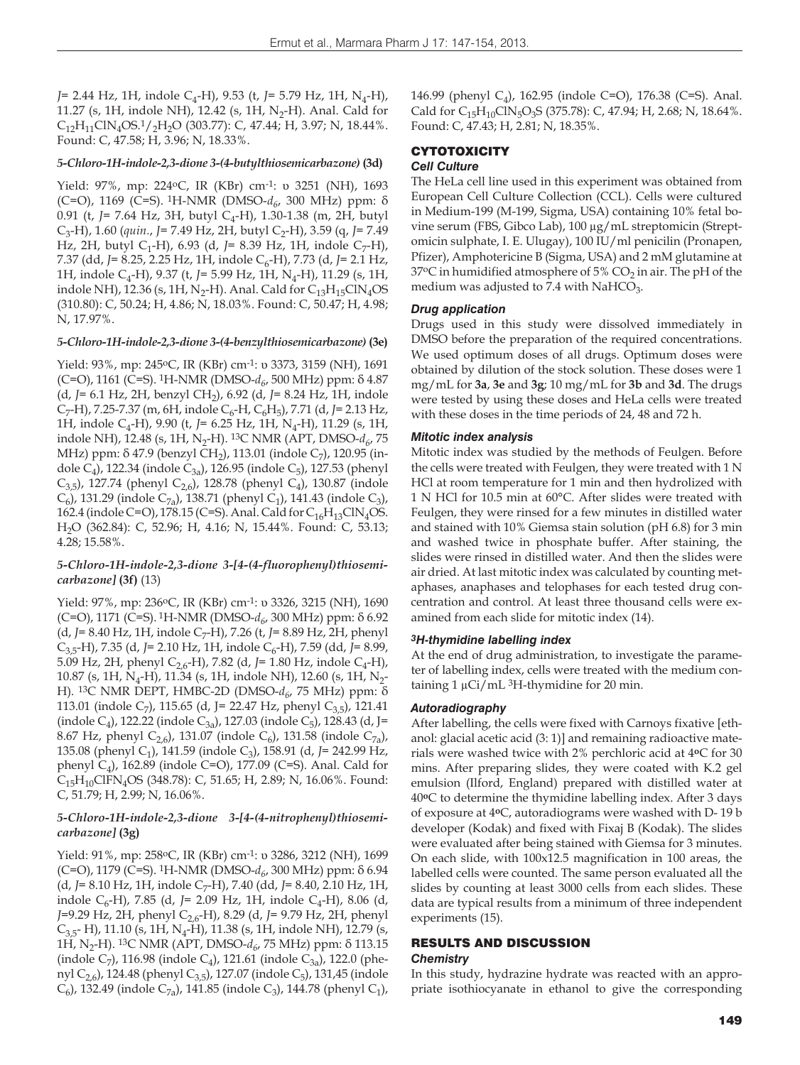$J$= 2.44 Hz, 1H, indole $C_4$-H), 9.53 (t, $J$= 5.79 Hz, 1H, $N_4$-H), 11.27 (s, 1H, indole NH), 12.42 (s, 1H, $N_2$-H). Anal. Cald for $C_{12}H_{11}ClN_4OS.^1/_2H_2O$ (303.77): C, 47.44; H, 3.97; N, 18.44%. Found: C, 47.58; H, 3.96; N, 18.33%.

#### *5-Chloro-1H-indole-2,3-dione 3-(4-butylthiosemicarbazone)* (3d)

Yield: 97%, mp: 224ºC, IR (KBr) cm$^{-1}$: υ 3251 (NH), 1693 (C=O), 1169 (C=S). $^1$H-NMR (DMSO-$d_6$, 300 MHz) ppm: δ 0.91 (t, $J$= 7.64 Hz, 3H, butyl $C_4$-H), 1.30-1.38 (m, 2H, butyl $C_3$-H), 1.60 (*quin.*, $J$= 7.49 Hz, 2H, butyl $C_2$-H), 3.59 (q, $J$= 7.49 Hz, 2H, butyl $C_1$-H), 6.93 (d, $J$= 8.39 Hz, 1H, indole $C_7$-H), 7.37 (dd, $J$= 8.25, 2.25 Hz, 1H, indole $C_6$-H), 7.73 (d, $J$= 2.1 Hz, 1H, indole $C_4$-H), 9.37 (t, $J$= 5.99 Hz, 1H, $N_4$-H), 11.29 (s, 1H, indole NH), 12.36 (s, 1H, $N_2$-H). Anal. Cald for $C_{13}H_{15}ClN_4OS$ (310.80): C, 50.24; H, 4.86; N, 18.03%. Found: C, 50.47; H, 4.98; N, 17.97%.

#### *5-Chloro-1H-indole-2,3-dione 3-(4-benzylthiosemicarbazone)* (3e)

Yield: 93%, mp: 245ºC, IR (KBr) cm$^{-1}$: υ 3373, 3159 (NH), 1691 (C=O), 1161 (C=S). $^1$H-NMR (DMSO-$d_6$, 500 MHz) ppm: δ 4.87 (d, $J$= 6.1 Hz, 2H, benzyl $CH_2$), 6.92 (d, $J$= 8.24 Hz, 1H, indole $C_7$-H), 7.25-7.37 (m, 6H, indole $C_6$-H, $C_6H_5$), 7.71 (d, $J$= 2.13 Hz, 1H, indole $C_4$-H), 9.90 (t, $J$= 6.25 Hz, 1H, $N_4$-H), 11.29 (s, 1H, indole NH), 12.48 (s, 1H, $N_2$-H). $^{13}$C NMR (APT, DMSO-$d_6$, 75 MHz) ppm: δ 47.9 (benzyl $CH_2$), 113.01 (indole $C_7$), 120.95 (indole $C_4$), 122.34 (indole $C_{3a}$), 126.95 (indole $C_5$), 127.53 (phenyl $C_{3,5}$), 127.74 (phenyl $C_{2,6}$), 128.78 (phenyl $C_4$), 130.87 (indole $C_6$), 131.29 (indole $C_{7a}$), 138.71 (phenyl $C_1$), 141.43 (indole $C_3$), 162.4 (indole C=O), 178.15 (C=S). Anal. Cald for $C_{16}H_{13}ClN_4OS.H_2O$ (362.84): C, 52.96; H, 4.16; N, 15.44%. Found: C, 53.13; 4.28; 15.58%.

#### *5-Chloro-1H-indole-2,3-dione 3-[4-(4-fluorophenyl)thiosemicarbazone]* (3f) (13)

Yield: 97%, mp: 236ºC, IR (KBr) cm$^{-1}$: υ 3326, 3215 (NH), 1690 (C=O), 1171 (C=S). $^1$H-NMR (DMSO-$d_6$, 300 MHz) ppm: δ 6.92 (d, $J$= 8.40 Hz, 1H, indole $C_7$-H), 7.26 (t, $J$= 8.89 Hz, 2H, phenyl $C_{3,5}$-H), 7.35 (d, $J$= 2.10 Hz, 1H, indole $C_6$-H), 7.59 (dd, $J$= 8.99, 5.09 Hz, 2H, phenyl $C_{2,6}$-H), 7.82 (d, $J$= 1.80 Hz, indole $C_4$-H), 10.87 (s, 1H, $N_4$-H), 11.34 (s, 1H, indole NH), 12.60 (s, 1H, $N_2$-H). $^{13}$C NMR DEPT, HMBC-2D (DMSO-$d_6$, 75 MHz) ppm: δ 113.01 (indole $C_7$), 115.65 (d, J= 22.47 Hz, phenyl $C_{3,5}$), 121.41 (indole $C_4$), 122.22 (indole $C_{3a}$), 127.03 (indole $C_5$), 128.43 (d, J= 8.67 Hz, phenyl $C_{2,6}$), 131.07 (indole $C_6$), 131.58 (indole $C_{7a}$), 135.08 (phenyl $C_1$), 141.59 (indole $C_3$), 158.91 (d, $J$= 242.99 Hz, phenyl $C_4$), 162.89 (indole C=O), 177.09 (C=S). Anal. Cald for $C_{15}H_{10}ClFN_4OS$ (348.78): C, 51.65; H, 2.89; N, 16.06%. Found: C, 51.79; H, 2.99; N, 16.06%.

#### *5-Chloro-1H-indole-2,3-dione 3-[4-(4-nitrophenyl)thiosemicarbazone]* (3g)

Yield: 91%, mp: 258ºC, IR (KBr) cm$^{-1}$: υ 3286, 3212 (NH), 1699 (C=O), 1179 (C=S). $^1$H-NMR (DMSO-$d_6$, 300 MHz) ppm: δ 6.94 (d, $J$= 8.10 Hz, 1H, indole $C_7$-H), 7.40 (dd, $J$= 8.40, 2.10 Hz, 1H, indole $C_6$-H), 7.85 (d, $J$= 2.09 Hz, 1H, indole $C_4$-H), 8.06 (d, $J$=9.29 Hz, 2H, phenyl $C_{2,6}$-H), 8.29 (d, $J$= 9.79 Hz, 2H, phenyl $C_{3,5}$- H), 11.10 (s, 1H, $N_4$-H), 11.38 (s, 1H, indole NH), 12.79 (s, 1H, $N_2$-H). $^{13}$C NMR (APT, DMSO-$d_6$, 75 MHz) ppm: δ 113.15 (indole $C_7$), 116.98 (indole $C_4$), 121.61 (indole $C_{3a}$), 122.0 (phenyl $C_{2,6}$), 124.48 (phenyl $C_{3,5}$), 127.07 (indole $C_5$), 131,45 (indole $C_6$), 132.49 (indole $C_{7a}$), 141.85 (indole $C_3$), 144.78 (phenyl $C_1$), 146.99 (phenyl $C_4$), 162.95 (indole C=O), 176.38 (C=S). Anal. Cald for $C_{15}H_{10}ClN_5O_3S$ (375.78): C, 47.94; H, 2.68; N, 18.64%. Found: C, 47.43; H, 2.81; N, 18.35%.

## CYTOTOXICITY

### *Cell Culture*

The HeLa cell line used in this experiment was obtained from European Cell Culture Collection (CCL). Cells were cultured in Medium-199 (M-199, Sigma, USA) containing 10% fetal bovine serum (FBS, Gibco Lab), 100 µg/mL streptomicin (Streptomicin sulphate, I. E. Ulugay), 100 IU/ml penicilin (Pronapen, Pfizer), Amphotericine B (Sigma, USA) and 2 mM glutamine at 37ºC in humidified atmosphere of 5% $CO_2$ in air. The pH of the medium was adjusted to 7.4 with $NaHCO_3$.

### *Drug application*

Drugs used in this study were dissolved immediately in DMSO before the preparation of the required concentrations. We used optimum doses of all drugs. Optimum doses were obtained by dilution of the stock solution. These doses were 1 mg/mL for **3a**, **3e** and **3g**; 10 mg/mL for **3b** and **3d**. The drugs were tested by using these doses and HeLa cells were treated with these doses in the time periods of 24, 48 and 72 h.

### *Mitotic index analysis*

Mitotic index was studied by the methods of Feulgen. Before the cells were treated with Feulgen, they were treated with 1 N HCl at room temperature for 1 min and then hydrolized with 1 N HCl for 10.5 min at 60°C. After slides were treated with Feulgen, they were rinsed for a few minutes in distilled water and stained with 10% Giemsa stain solution (pH 6.8) for 3 min and washed twice in phosphate buffer. After staining, the slides were rinsed in distilled water. And then the slides were air dried. At last mitotic index was calculated by counting metaphases, anaphases and telophases for each tested drug concentration and control. At least three thousand cells were examined from each slide for mitotic index (14).

### *$^3$H-thymidine labelling index*

At the end of drug administration, to investigate the parameter of labelling index, cells were treated with the medium containing 1 µCi/mL $^3$H-thymidine for 20 min.

### *Autoradiography*

After labelling, the cells were fixed with Carnoys fixative [ethanol: glacial acetic acid (3: 1)] and remaining radioactive materials were washed twice with 2% perchloric acid at 4ºC for 30 mins. After preparing slides, they were coated with K.2 gel emulsion (Ilford, England) prepared with distilled water at 40ºC to determine the thymidine labelling index. After 3 days of exposure at 4ºC, autoradiograms were washed with D- 19 b developer (Kodak) and fixed with Fixaj B (Kodak). The slides were evaluated after being stained with Giemsa for 3 minutes. On each slide, with 100x12.5 magnification in 100 areas, the labelled cells were counted. The same person evaluated all the slides by counting at least 3000 cells from each slides. These data are typical results from a minimum of three independent experiments (15).

## RESULTS AND DISCUSSION

### *Chemistry*

In this study, hydrazine hydrate was reacted with an appropriate isothiocyanate in ethanol to give the corresponding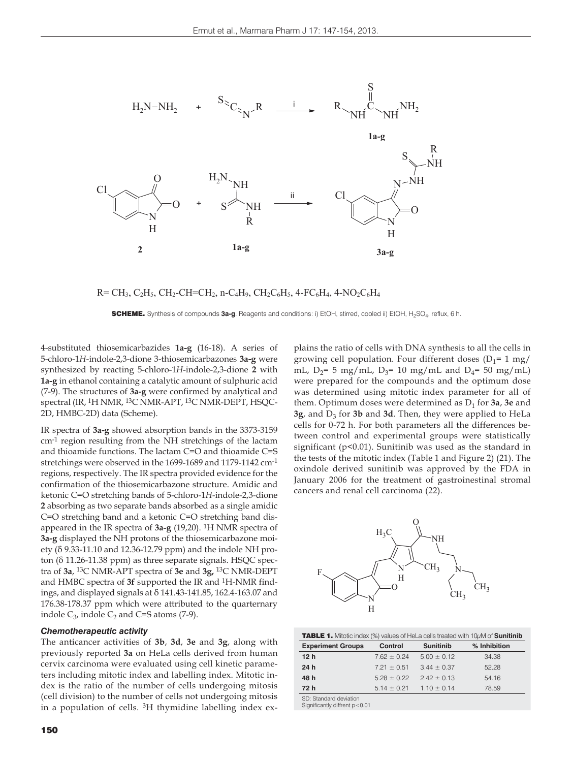$R = CH_3, C_2H_5, CH_2\text{-}CH{=}CH_2, n\text{-}C_4H_9, CH_2C_6H_5, 4\text{-}FC_6H_4, 4\text{-}NO_2C_6H_4$

**SCHEME.** Synthesis of compounds **3a-g**. Reagents and conditions: i) EtOH, stirred, cooled ii) EtOH, $H_2SO_4$, reflux, 6 h.

4-substituted thiosemicarbazides **1a-g** (16-18). A series of 5-chloro-1*H*-indole-2,3-dione 3-thiosemicarbazones **3a-g** were synthesized by reacting 5-chloro-1*H*-indole-2,3-dione **2** with **1a-g** in ethanol containing a catalytic amount of sulphuric acid (7-9). The structures of **3a-g** were confirmed by analytical and spectral (IR, [1]H NMR, [13]C NMR-APT, [13]C NMR-DEPT, HSQC-2D, HMBC-2D) data (Scheme).

IR spectra of **3a-g** showed absorption bands in the 3373-3159 $cm^{-1}$ region resulting from the NH stretchings of the lactam and thioamide functions. The lactam C=O and thioamide C=S stretchings were observed in the 1699-1689 and 1179-1142 $cm^{-1}$ regions, respectively. The IR spectra provided evidence for the confirmation of the thiosemicarbazone structure. Amidic and ketonic C=O stretching bands of 5-chloro-1*H*-indole-2,3-dione **2** absorbing as two separate bands absorbed as a single amidic C=O stretching band and a ketonic C=O stretching band disappeared in the IR spectra of **3a-g** (19,20). [1]H NMR spectra of **3a-g** displayed the NH protons of the thiosemicarbazone moiety (δ 9.33-11.10 and 12.36-12.79 ppm) and the indole NH proton (δ 11.26-11.38 ppm) as three separate signals. HSQC spectra of **3a**, [13]C NMR-APT spectra of **3e** and **3g**, [13]C NMR-DEPT and HMBC spectra of **3f** supported the IR and [1]H-NMR findings, and displayed signals at δ 141.43-141.85, 162.4-163.07 and 176.38-178.37 ppm which were attributed to the quarternary indole $C_3$, indole $C_2$ and C=S atoms (7-9).

### *Chemotherapeutic activity*

The anticancer activities of **3b**, **3d**, **3e** and **3g**, along with previously reported **3a** on HeLa cells derived from human cervix carcinoma were evaluated using cell kinetic parameters including mitotic index and labelling index. Mitotic index is the ratio of the number of cells undergoing mitosis (cell division) to the number of cells not undergoing mitosis in a population of cells. [3]H thymidine labelling index explains the ratio of cells with DNA synthesis to all the cells in growing cell population. Four different doses ($D_1$= 1 mg/mL, $D_2$= 5 mg/mL, $D_3$= 10 mg/mL and $D_4$= 50 mg/mL) were prepared for the compounds and the optimum dose was determined using mitotic index parameter for all of them. Optimum doses were determined as $D_1$ for **3a**, **3e** and **3g**, and $D_3$ for **3b** and **3d**. Then, they were applied to HeLa cells for 0-72 h. For both parameters all the differences between control and experimental groups were statistically significant ($p<0.01$). Sunitinib was used as the standard in the tests of the mitotic index (Table 1 and Figure 2) (21). The oxindole derived sunitinib was approved by the FDA in January 2006 for the treatment of gastrointestinal stromal cancers and renal cell carcinoma (22).

**TABLE 1.** Mitotic index (%) values of HeLa cells treated with 10μM of **Sunitinib**

| Experiment Groups | Control | Sunitinib | % Inhibition |
|---|---|---|---|
| **12 h** | 7.62 ± 0.24 | 5.00 ± 0.12 | 34.38 |
| **24 h** | 7.21 ± 0.51 | 3.44 ± 0.37 | 52.28 |
| **48 h** | 5.28 ± 0.22 | 2.42 ± 0.13 | 54.16 |
| **72 h** | 5.14 ± 0.21 | 1.10 ± 0.14 | 78.59 |

SD: Standard deviation
Significantly diffrent $p<0.01$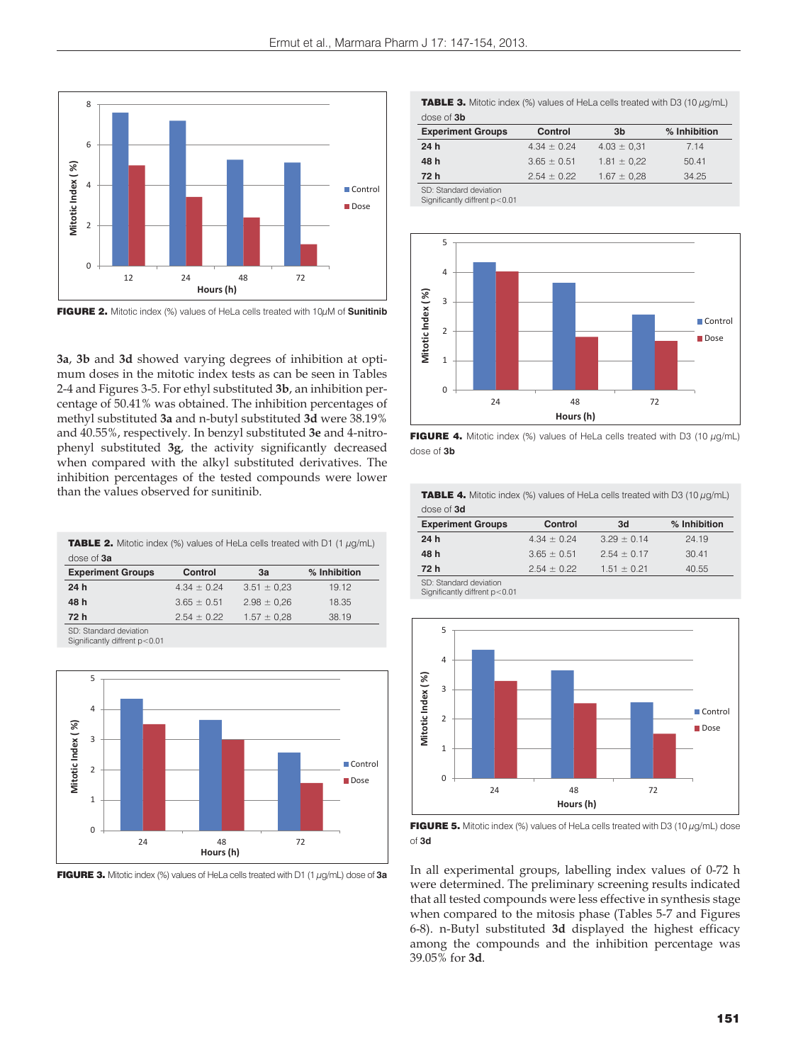FIGURE 2. Mitotic index (%) values of HeLa cells treated with 10μM of **Sunitinib**

**3a**, **3b** and **3d** showed varying degrees of inhibition at optimum doses in the mitotic index tests as can be seen in Tables 2-4 and Figures 3-5. For ethyl substituted **3b**, an inhibition percentage of 50.41% was obtained. The inhibition percentages of methyl substituted **3a** and n-butyl substituted **3d** were 38.19% and 40.55%, respectively. In benzyl substituted **3e** and 4-nitrophenyl substituted **3g**, the activity significantly decreased when compared with the alkyl substituted derivatives. The inhibition percentages of the tested compounds were lower than the values observed for sunitinib.

**TABLE 2.** Mitotic index (%) values of HeLa cells treated with D1 (1 μg/mL) dose of **3a**

| Experiment Groups | Control | 3a | % Inhibition |
|---|---|---|---|
| **24 h** | 4.34 ± 0.24 | 3.51 ± 0,23 | 19.12 |
| **48 h** | 3.65 ± 0.51 | 2.98 ± 0,26 | 18.35 |
| **72 h** | 2.54 ± 0.22 | 1.57 ± 0,28 | 38.19 |

SD: Standard deviation
Significantly diffrent p<0.01

FIGURE 3. Mitotic index (%) values of HeLa cells treated with D1 (1 μg/mL) dose of **3a**

**TABLE 3.** Mitotic index (%) values of HeLa cells treated with D3 (10 μg/mL) dose of **3b**

| Experiment Groups | Control | 3b | % Inhibition |
|---|---|---|---|
| **24 h** | 4.34 ± 0.24 | 4.03 ± 0,31 | 7.14 |
| **48 h** | 3.65 ± 0.51 | 1.81 ± 0,22 | 50.41 |
| **72 h** | 2.54 ± 0.22 | 1.67 ± 0,28 | 34.25 |

SD: Standard deviation
Significantly diffrent p<0.01

FIGURE 4. Mitotic index (%) values of HeLa cells treated with D3 (10 μg/mL) dose of **3b**

**TABLE 4.** Mitotic index (%) values of HeLa cells treated with D3 (10 μg/mL) dose of **3d**

| Experiment Groups | Control | 3d | % Inhibition |
|---|---|---|---|
| **24 h** | 4.34 ± 0.24 | 3.29 ± 0.14 | 24.19 |
| **48 h** | 3.65 ± 0.51 | 2.54 ± 0.17 | 30.41 |
| **72 h** | 2.54 ± 0.22 | 1.51 ± 0.21 | 40.55 |

SD: Standard deviation
Significantly diffrent p<0.01

FIGURE 5. Mitotic index (%) values of HeLa cells treated with D3 (10 μg/mL) dose of **3d**

In all experimental groups, labelling index values of 0-72 h were determined. The preliminary screening results indicated that all tested compounds were less effective in synthesis stage when compared to the mitosis phase (Tables 5-7 and Figures 6-8). n-Butyl substituted **3d** displayed the highest efficacy among the compounds and the inhibition percentage was 39.05% for **3d**.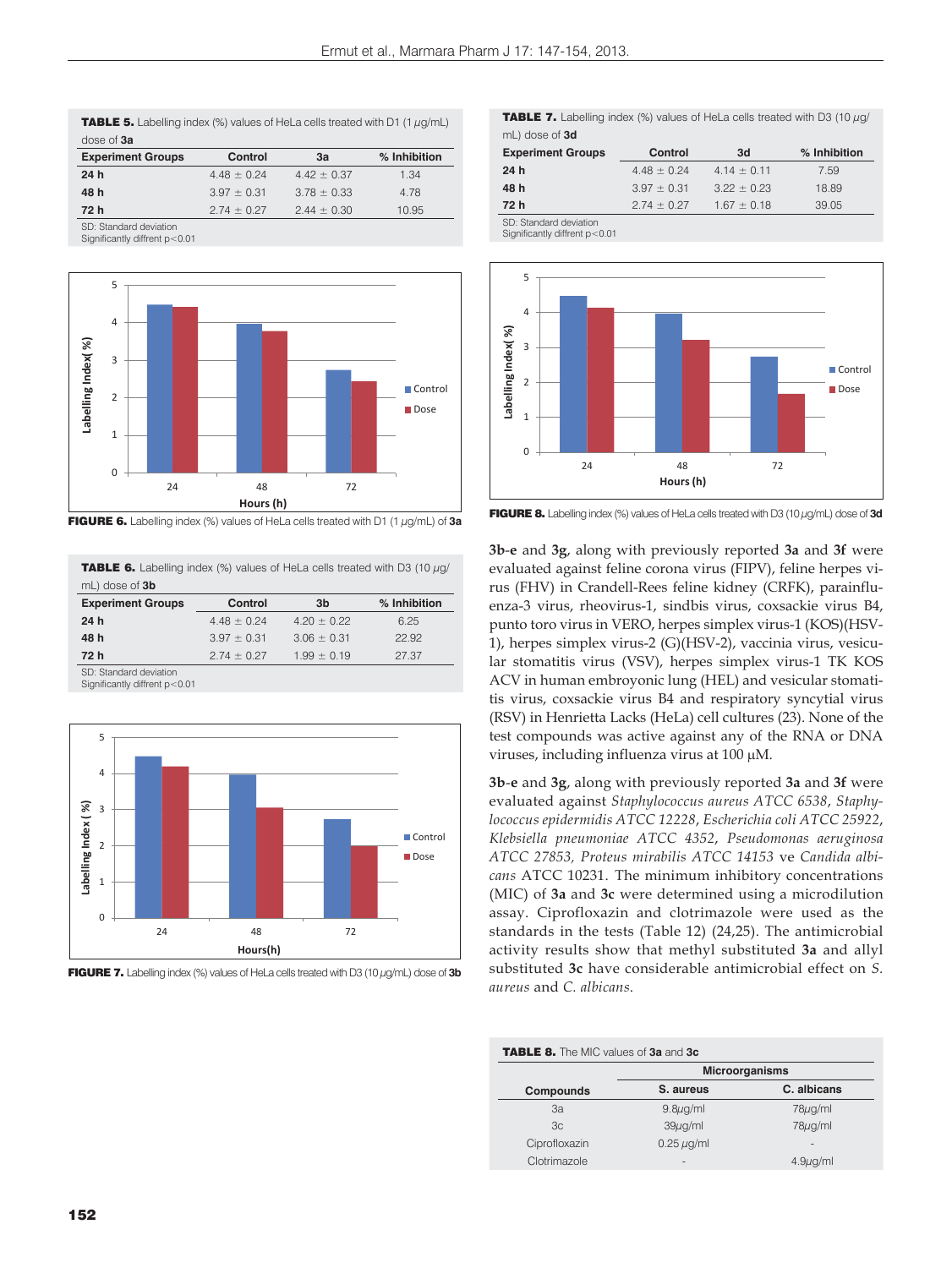**TABLE 5.** Labelling index (%) values of HeLa cells treated with D1 (1 μg/mL) dose of **3a**

| Experiment Groups | Control | 3a | % Inhibition |
|---|---|---|---|
| **24 h** | 4.48 ± 0.24 | 4.42 ± 0.37 | 1.34 |
| **48 h** | 3.97 ± 0.31 | 3.78 ± 0.33 | 4.78 |
| **72 h** | 2.74 ± 0.27 | 2.44 ± 0.30 | 10.95 |

SD: Standard deviation
Significantly diffrent p<0.01

**FIGURE 6.** Labelling index (%) values of HeLa cells treated with D1 (1 μg/mL) of **3a**

**TABLE 6.** Labelling index (%) values of HeLa cells treated with D3 (10 μg/mL) dose of **3b**

| Experiment Groups | Control | 3b | % Inhibition |
|---|---|---|---|
| **24 h** | 4.48 ± 0.24 | 4.20 ± 0.22 | 6.25 |
| **48 h** | 3.97 ± 0.31 | 3.06 ± 0.31 | 22.92 |
| **72 h** | 2.74 ± 0.27 | 1.99 ± 0.19 | 27.37 |

SD: Standard deviation
Significantly diffrent p<0.01

**FIGURE 7.** Labelling index (%) values of HeLa cells treated with D3 (10 μg/mL) dose of **3b**

**TABLE 7.** Labelling index (%) values of HeLa cells treated with D3 (10 μg/mL) dose of **3d**

| Experiment Groups | Control | 3d | % Inhibition |
|---|---|---|---|
| **24 h** | 4.48 ± 0.24 | 4.14 ± 0.11 | 7.59 |
| **48 h** | 3.97 ± 0.31 | 3.22 ± 0.23 | 18.89 |
| **72 h** | 2.74 ± 0.27 | 1.67 ± 0.18 | 39.05 |

SD: Standard deviation
Significantly diffrent p<0.01

**FIGURE 8.** Labelling index (%) values of HeLa cells treated with D3 (10 μg/mL) dose of **3d**

**3b-e** and **3g**, along with previously reported **3a** and **3f** were evaluated against feline corona virus (FIPV), feline herpes virus (FHV) in Crandell-Rees feline kidney (CRFK), parainfluenza-3 virus, rheovirus-1, sindbis virus, coxsackie virus B4, punto toro virus in VERO, herpes simplex virus-1 (KOS)(HSV-1), herpes simplex virus-2 (G)(HSV-2), vaccinia virus, vesicular stomatitis virus (VSV), herpes simplex virus-1 TK KOS ACV in human embroyonic lung (HEL) and vesicular stomatitis virus, coxsackie virus B4 and respiratory syncytial virus (RSV) in Henrietta Lacks (HeLa) cell cultures (23). None of the test compounds was active against any of the RNA or DNA viruses, including influenza virus at 100 μM.

**3b-e** and **3g**, along with previously reported **3a** and **3f** were evaluated against *Staphylococcus aureus ATCC 6538*, *Staphylococcus epidermidis ATCC 12228*, *Escherichia coli ATCC 25922*, *Klebsiella pneumoniae ATCC 4352*, *Pseudomonas aeruginosa ATCC 27853*, *Proteus mirabilis ATCC 14153* ve *Candida albicans* ATCC 10231. The minimum inhibitory concentrations (MIC) of **3a** and **3c** were determined using a microdilution assay. Ciprofloxazin and clotrimazole were used as the standards in the tests (Table 12) (24,25). The antimicrobial activity results show that methyl substituted **3a** and allyl substituted **3c** have considerable antimicrobial effect on *S. aureus* and *C. albicans*.

**TABLE 8.** The MIC values of **3a** and **3c**

| | Microorganisms | |
|---|---|---|
| **Compounds** | **S. aureus** | **C. albicans** |
| 3a | 9.8μg/ml | 78μg/ml |
| 3c | 39μg/ml | 78μg/ml |
| Ciprofloxazin | 0.25 μg/ml | - |
| Clotrimazole | - | 4.9μg/ml |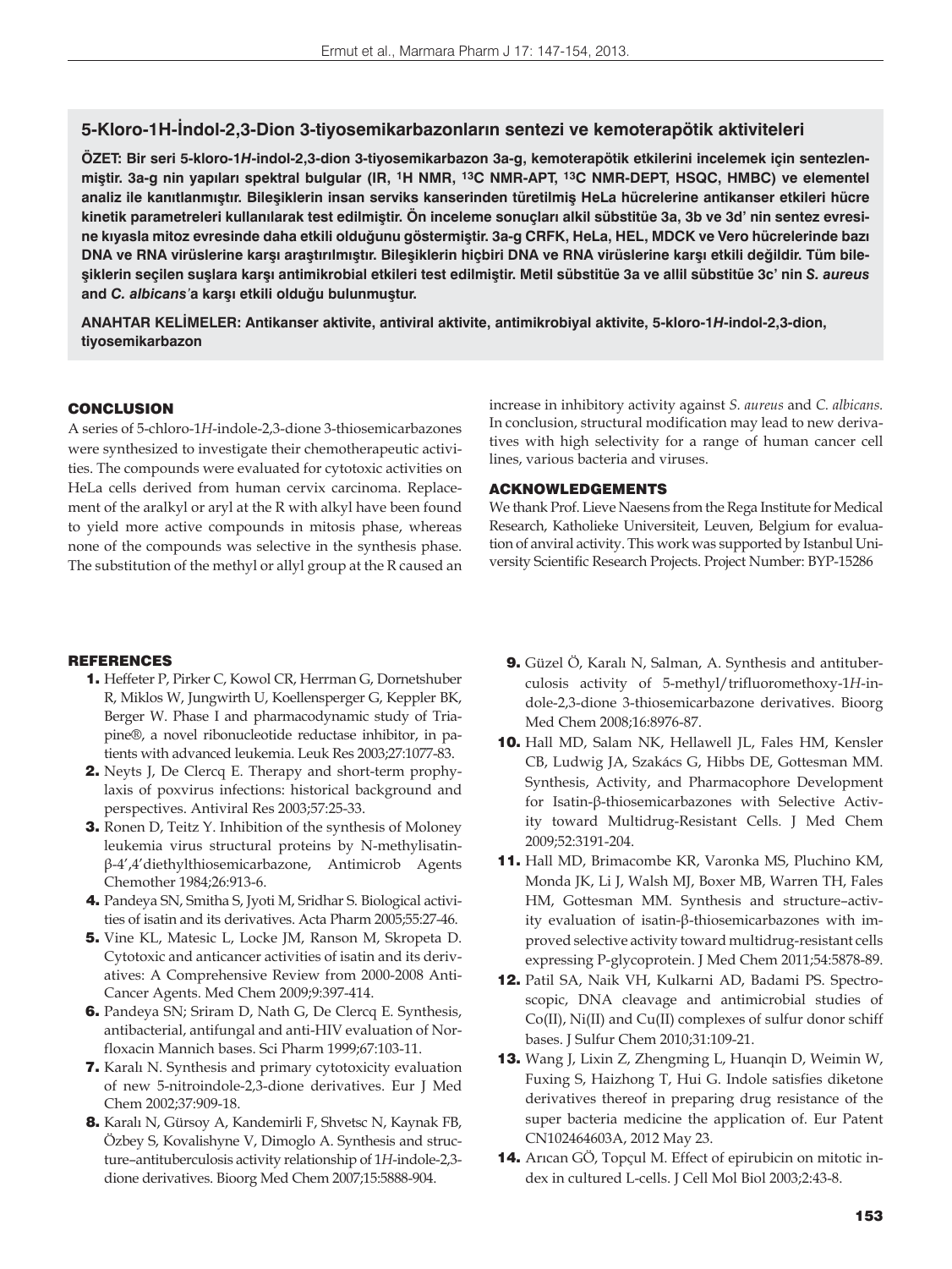## 5-Kloro-1H-İndol-2,3-Dion 3-tiyosemikarbazonların sentezi ve kemoterapötik aktiviteleri

**ÖZET: Bir seri 5-kloro-1*H*-indol-2,3-dion 3-tiyosemikarbazon 3a-g, kemoterapötik etkilerini incelemek için sentezlenmiştir. 3a-g nin yapıları spektral bulgular (IR, $^{1}$H NMR, $^{13}$C NMR-APT, $^{13}$C NMR-DEPT, HSQC, HMBC) ve elementel analiz ile kanıtlanmıştır. Bileşiklerin insan serviks kanserinden türetilmiş HeLa hücrelerine antikanser etkileri hücre kinetik parametreleri kullanılarak test edilmiştir. Ön inceleme sonuçları alkil sübstitüe 3a, 3b ve 3d' nin sentez evresine kıyasla mitoz evresinde daha etkili olduğunu göstermiştir. 3a-g CRFK, HeLa, HEL, MDCK ve Vero hücrelerinde bazı DNA ve RNA virüslerine karşı araştırılmıştır. Bileşiklerin hiçbiri DNA ve RNA virüslerine karşı etkili değildir. Tüm bileşiklerin seçilen suşlara karşı antimikrobial etkileri test edilmiştir. Metil sübstitüe 3a ve allil sübstitüe 3c' nin *S. aureus* and *C. albicans*'a karşı etkili olduğu bulunmuştur.**

**ANAHTAR KELİMELER: Antikanser aktivite, antiviral aktivite, antimikrobiyal aktivite, 5-kloro-1*H*-indol-2,3-dion, tiyosemikarbazon**

### CONCLUSION

A series of 5-chloro-1*H*-indole-2,3-dione 3-thiosemicarbazones were synthesized to investigate their chemotherapeutic activities. The compounds were evaluated for cytotoxic activities on HeLa cells derived from human cervix carcinoma. Replacement of the aralkyl or aryl at the R with alkyl have been found to yield more active compounds in mitosis phase, whereas none of the compounds was selective in the synthesis phase. The substitution of the methyl or allyl group at the R caused an increase in inhibitory activity against *S. aureus* and *C. albicans*. In conclusion, structural modification may lead to new derivatives with high selectivity for a range of human cancer cell lines, various bacteria and viruses.

### ACKNOWLEDGEMENTS

We thank Prof. Lieve Naesens from the Rega Institute for Medical Research, Katholieke Universiteit, Leuven, Belgium for evaluation of anviral activity. This work was supported by Istanbul University Scientific Research Projects. Project Number: BYP-15286

### REFERENCES

1. Heffeter P, Pirker C, Kowol CR, Herrman G, Dornetshuber R, Miklos W, Jungwirth U, Koellensperger G, Keppler BK, Berger W. Phase I and pharmacodynamic study of Triapine®, a novel ribonucleotide reductase inhibitor, in patients with advanced leukemia. Leuk Res 2003;27:1077-83.
2. Neyts J, De Clercq E. Therapy and short-term prophylaxis of poxvirus infections: historical background and perspectives. Antiviral Res 2003;57:25-33.
3. Ronen D, Teitz Y. Inhibition of the synthesis of Moloney leukemia virus structural proteins by N-methylisatin-β-4',4'diethylthiosemicarbazone, Antimicrob Agents Chemother 1984;26:913-6.
4. Pandeya SN, Smitha S, Jyoti M, Sridhar S. Biological activities of isatin and its derivatives. Acta Pharm 2005;55:27-46.
5. Vine KL, Matesic L, Locke JM, Ranson M, Skropeta D. Cytotoxic and anticancer activities of isatin and its derivatives: A Comprehensive Review from 2000-2008 Anti-Cancer Agents. Med Chem 2009;9:397-414.
6. Pandeya SN; Sriram D, Nath G, De Clercq E. Synthesis, antibacterial, antifungal and anti-HIV evaluation of Norfloxacin Mannich bases. Sci Pharm 1999;67:103-11.
7. Karalı N. Synthesis and primary cytotoxicity evaluation of new 5-nitroindole-2,3-dione derivatives. Eur J Med Chem 2002;37:909-18.
8. Karalı N, Gürsoy A, Kandemirli F, Shvetsc N, Kaynak FB, Özbey S, Kovalishyne V, Dimoglo A. Synthesis and structure–antituberculosis activity relationship of 1*H*-indole-2,3-dione derivatives. Bioorg Med Chem 2007;15:5888-904.
9. Güzel Ö, Karalı N, Salman, A. Synthesis and antituberculosis activity of 5-methyl/trifluoromethoxy-1*H*-indole-2,3-dione 3-thiosemicarbazone derivatives. Bioorg Med Chem 2008;16:8976-87.
10. Hall MD, Salam NK, Hellawell JL, Fales HM, Kensler CB, Ludwig JA, Szakács G, Hibbs DE, Gottesman MM. Synthesis, Activity, and Pharmacophore Development for Isatin-β-thiosemicarbazones with Selective Activity toward Multidrug-Resistant Cells. J Med Chem 2009;52:3191-204.
11. Hall MD, Brimacombe KR, Varonka MS, Pluchino KM, Monda JK, Li J, Walsh MJ, Boxer MB, Warren TH, Fales HM, Gottesman MM. Synthesis and structure–activity evaluation of isatin-β-thiosemicarbazones with improved selective activity toward multidrug-resistant cells expressing P-glycoprotein. J Med Chem 2011;54:5878-89.
12. Patil SA, Naik VH, Kulkarni AD, Badami PS. Spectroscopic, DNA cleavage and antimicrobial studies of Co(II), Ni(II) and Cu(II) complexes of sulfur donor schiff bases. J Sulfur Chem 2010;31:109-21.
13. Wang J, Lixin Z, Zhengming L, Huanqin D, Weimin W, Fuxing S, Haizhong T, Hui G. Indole satisfies diketone derivatives thereof in preparing drug resistance of the super bacteria medicine the application of. Eur Patent CN102464603A, 2012 May 23.
14. Arıcan GÖ, Topçul M. Effect of epirubicin on mitotic index in cultured L-cells. J Cell Mol Biol 2003;2:43-8.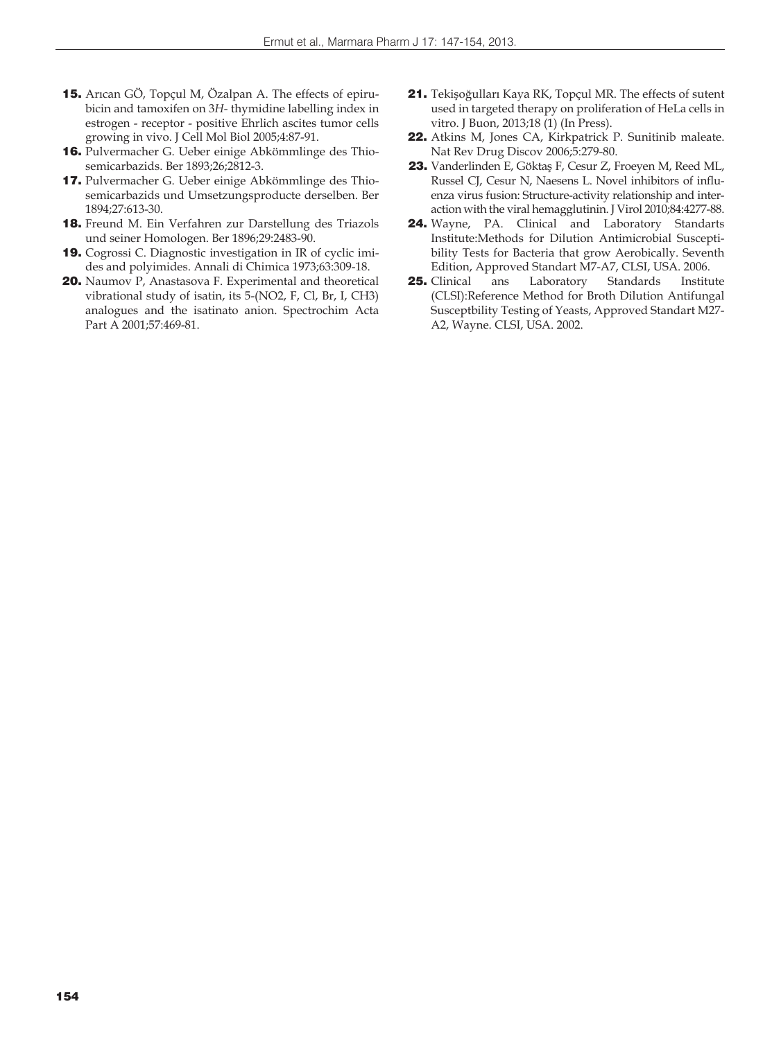15. Arıcan GÖ, Topçul M, Özalpan A. The effects of epirubicin and tamoxifen on 3*H*- thymidine labelling index in estrogen - receptor - positive Ehrlich ascites tumor cells growing in vivo. J Cell Mol Biol 2005;4:87-91.

16. Pulvermacher G. Ueber einige Abkömmlinge des Thiosemicarbazids. Ber 1893;26;2812-3.

17. Pulvermacher G. Ueber einige Abkömmlinge des Thiosemicarbazids und Umsetzungsproducte derselben. Ber 1894;27:613-30.

18. Freund M. Ein Verfahren zur Darstellung des Triazols und seiner Homologen. Ber 1896;29:2483-90.

19. Cogrossi C. Diagnostic investigation in IR of cyclic imides and polyimides. Annali di Chimica 1973;63:309-18.

20. Naumov P, Anastasova F. Experimental and theoretical vibrational study of isatin, its 5-(NO2, F, Cl, Br, I, CH3) analogues and the isatinato anion. Spectrochim Acta Part A 2001;57:469-81.

21. Tekişoğulları Kaya RK, Topçul MR. The effects of sutent used in targeted therapy on proliferation of HeLa cells in vitro. J Buon, 2013;18 (1) (In Press).

22. Atkins M, Jones CA, Kirkpatrick P. Sunitinib maleate. Nat Rev Drug Discov 2006;5:279-80.

23. Vanderlinden E, Göktaş F, Cesur Z, Froeyen M, Reed ML, Russel CJ, Cesur N, Naesens L. Novel inhibitors of influenza virus fusion: Structure-activity relationship and interaction with the viral hemagglutinin. J Virol 2010;84:4277-88.

24. Wayne, PA. Clinical and Laboratory Standarts Institute:Methods for Dilution Antimicrobial Susceptibility Tests for Bacteria that grow Aerobically. Seventh Edition, Approved Standart M7-A7, CLSI, USA. 2006.

25. Clinical ans Laboratory Standards Institute (CLSI):Reference Method for Broth Dilution Antifungal Susceptbility Testing of Yeasts, Approved Standart M27-A2, Wayne. CLSI, USA. 2002.